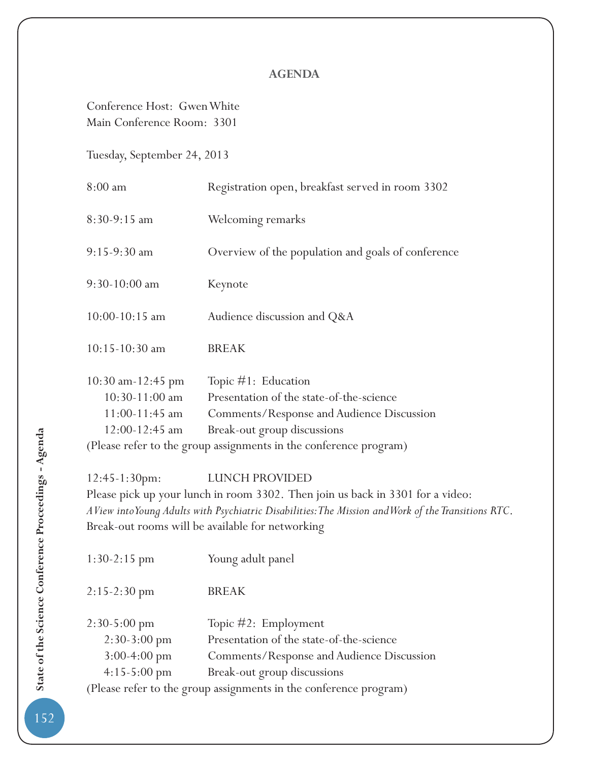## AGENDA

Conference Host: Gwen White
Main Conference Room: 3301

Tuesday, September 24, 2013

| Time | Activity |
|---|---|
| 8:00 am | Registration open, breakfast served in room 3302 |
| 8:30-9:15 am | Welcoming remarks |
| 9:15-9:30 am | Overview of the population and goals of conference |
| 9:30-10:00 am | Keynote |
| 10:00-10:15 am | Audience discussion and Q&A |
| 10:15-10:30 am | BREAK |
| 10:30 am-12:45 pm | Topic #1: Education |
| 10:30-11:00 am | Presentation of the state-of-the-science |
| 11:00-11:45 am | Comments/Response and Audience Discussion |
| 12:00-12:45 am | Break-out group discussions |

(Please refer to the group assignments in the conference program)

12:45-1:30pm: LUNCH PROVIDED

Please pick up your lunch in room 3302. Then join us back in 3301 for a video:
*A View into Young Adults with Psychiatric Disabilities: The Mission and Work of the Transitions RTC*.
Break-out rooms will be available for networking

| Time | Activity |
|---|---|
| 1:30-2:15 pm | Young adult panel |
| 2:15-2:30 pm | BREAK |
| 2:30-5:00 pm | Topic #2: Employment |
| 2:30-3:00 pm | Presentation of the state-of-the-science |
| 3:00-4:00 pm | Comments/Response and Audience Discussion |
| 4:15-5:00 pm | Break-out group discussions |

(Please refer to the group assignments in the conference program)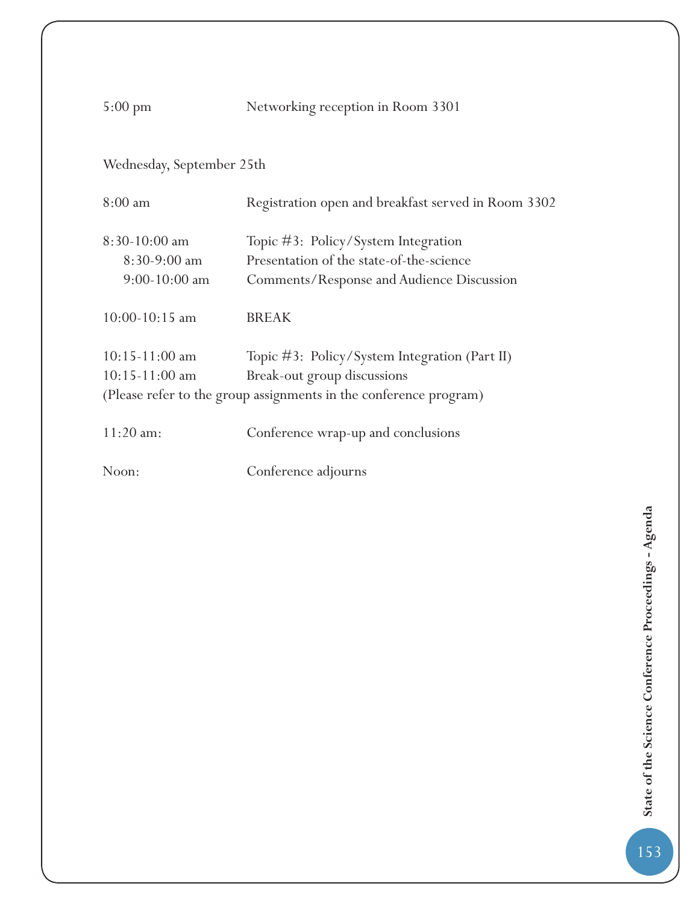5:00 pm Networking reception in Room 3301

Wednesday, September 25th

| | |
|---|---|
| 8:00 am | Registration open and breakfast served in Room 3302 |
| 8:30-10:00 am | Topic #3: Policy/System Integration |
| 8:30-9:00 am | Presentation of the state-of-the-science |
| 9:00-10:00 am | Comments/Response and Audience Discussion |
| 10:00-10:15 am | BREAK |
| 10:15-11:00 am | Topic #3: Policy/System Integration (Part II) |
| 10:15-11:00 am | Break-out group discussions |

(Please refer to the group assignments in the conference program)

| | |
|---|---|
| 11:20 am: | Conference wrap-up and conclusions |
| Noon: | Conference adjourns |